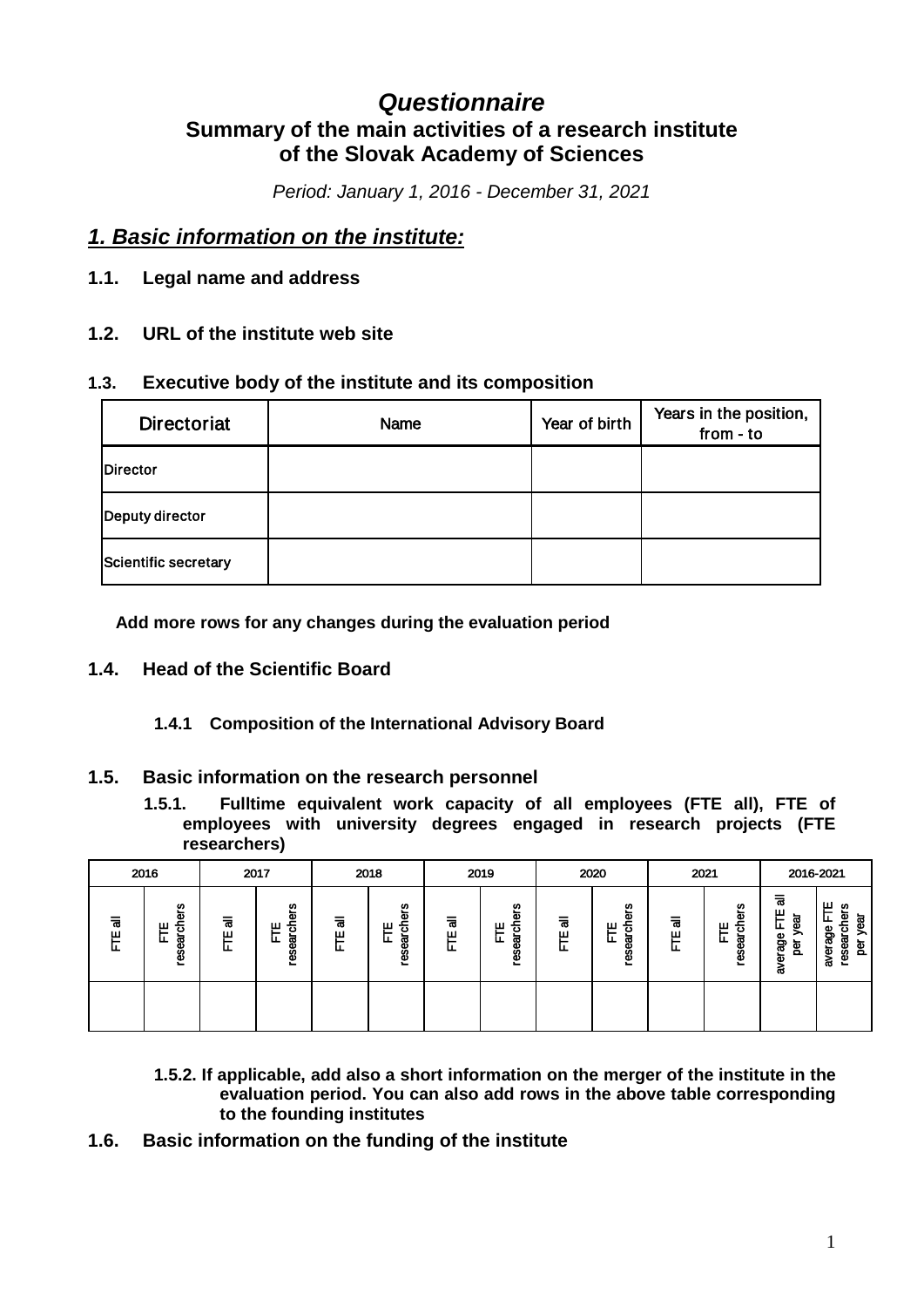# *Questionnaire*

## Summary of the main activities of a research institute of the Slovak Academy of Sciences

*Period: January 1, 2016 - December 31, 2021*

## *1. Basic information on the institute:*

### 1.1. Legal name and address

### 1.2. URL of the institute web site

### 1.3. Executive body of the institute and its composition

| Directoriat | Name | Year of birth | Years in the position, from - to |
|---|---|---|---|
| Director | | | |
| Deputy director | | | |
| Scientific secretary | | | |

**Add more rows for any changes during the evaluation period**

### 1.4. Head of the Scientific Board

#### 1.4.1 Composition of the International Advisory Board

### 1.5. Basic information on the research personnel

#### 1.5.1. Fulltime equivalent work capacity of all employees (FTE all), FTE of employees with university degrees engaged in research projects (FTE researchers)

| 2016 | | 2017 | | 2018 | | 2019 | | 2020 | | 2021 | | 2016-2021 | |
|---|---|---|---|---|---|---|---|---|---|---|---|---|---|
| FTE all | FTE researchers | FTE all | FTE researchers | FTE all | FTE researchers | FTE all | FTE researchers | FTE all | FTE researchers | FTE all | FTE researchers | average FTE all per year | average FTE researchers per year |
| | | | | | | | | | | | | | |

**1.5.2. If applicable, add also a short information on the merger of the institute in the evaluation period. You can also add rows in the above table corresponding to the founding institutes**

### 1.6. Basic information on the funding of the institute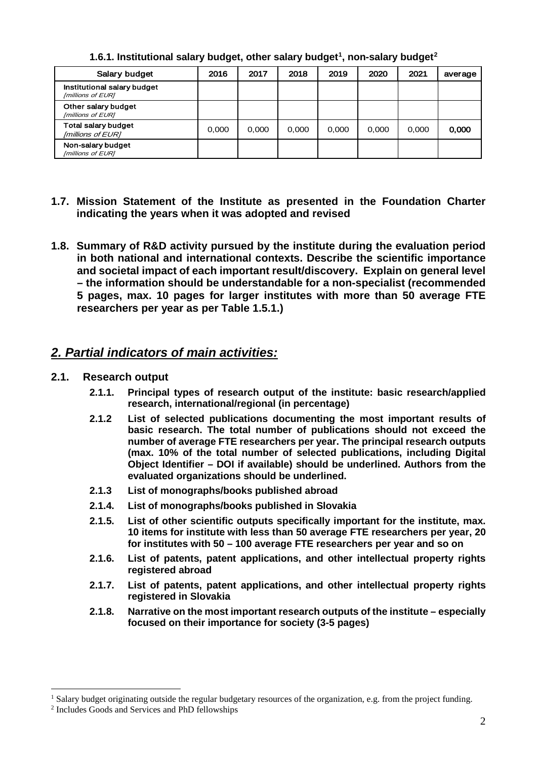**1.6.1. Institutional salary budget, other salary budget[1], non-salary budget[2]**

| Salary budget | 2016 | 2017 | 2018 | 2019 | 2020 | 2021 | average |
|---|---|---|---|---|---|---|---|
| Institutional salary budget *[millions of EUR]* | | | | | | | |
| Other salary budget *[millions of EUR]* | | | | | | | |
| Total salary budget *[millions of EUR]* | 0,000 | 0,000 | 0,000 | 0,000 | 0,000 | 0,000 | **0,000** |
| Non-salary budget *[millions of EUR]* | | | | | | | |

**1.7. Mission Statement of the Institute as presented in the Foundation Charter indicating the years when it was adopted and revised**

**1.8. Summary of R&D activity pursued by the institute during the evaluation period in both national and international contexts. Describe the scientific importance and societal impact of each important result/discovery. Explain on general level – the information should be understandable for a non-specialist (recommended 5 pages, max. 10 pages for larger institutes with more than 50 average FTE researchers per year as per Table 1.5.1.)**

## *2. Partial indicators of main activities:*

### 2.1. Research output

- **2.1.1. Principal types of research output of the institute: basic research/applied research, international/regional (in percentage)**
- **2.1.2 List of selected publications documenting the most important results of basic research. The total number of publications should not exceed the number of average FTE researchers per year. The principal research outputs (max. 10% of the total number of selected publications, including Digital Object Identifier – DOI if available) should be underlined. Authors from the evaluated organizations should be underlined.**
- **2.1.3 List of monographs/books published abroad**
- **2.1.4. List of monographs/books published in Slovakia**
- **2.1.5. List of other scientific outputs specifically important for the institute, max. 10 items for institute with less than 50 average FTE researchers per year, 20 for institutes with 50 – 100 average FTE researchers per year and so on**
- **2.1.6. List of patents, patent applications, and other intellectual property rights registered abroad**
- **2.1.7. List of patents, patent applications, and other intellectual property rights registered in Slovakia**
- **2.1.8. Narrative on the most important research outputs of the institute – especially focused on their importance for society (3-5 pages)**

---

[1] Salary budget originating outside the regular budgetary resources of the organization, e.g. from the project funding.

[2] Includes Goods and Services and PhD fellowships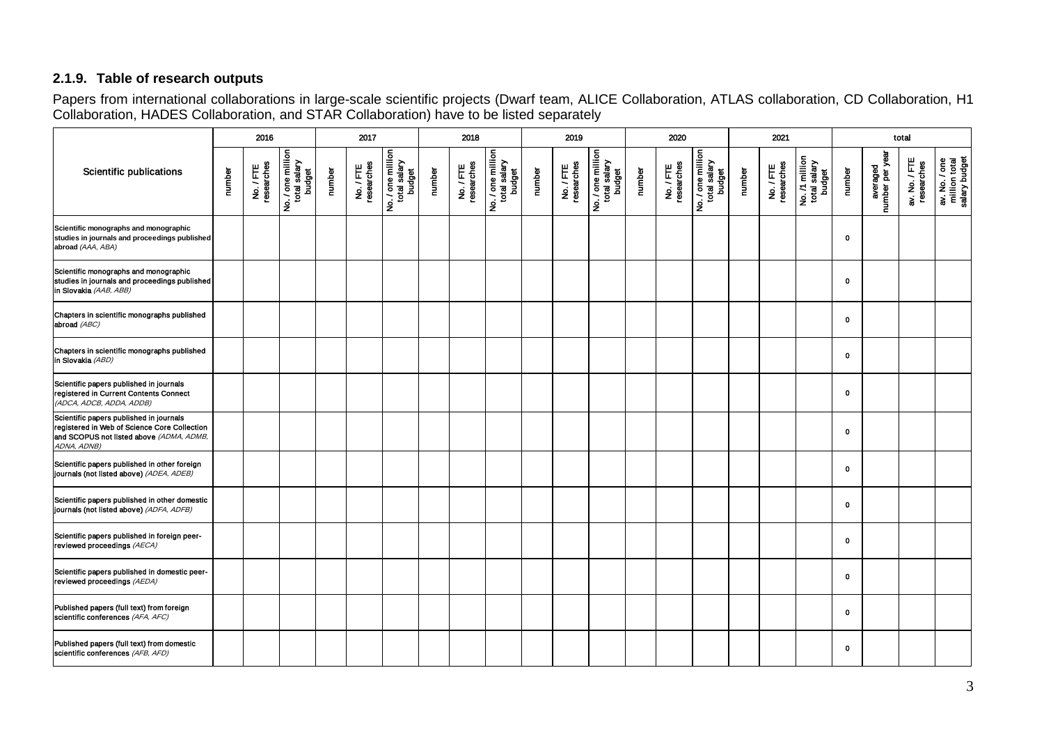### 2.1.9. Table of research outputs

Papers from international collaborations in large-scale scientific projects (Dwarf team, ALICE Collaboration, ATLAS collaboration, CD Collaboration, H1 Collaboration, HADES Collaboration, and STAR Collaboration) have to be listed separately

| Scientific publications | 2016 | | | 2017 | | | 2018 | | | 2019 | | | 2020 | | | 2021 | | | total | | | |
|---|---|---|---|---|---|---|---|---|---|---|---|---|---|---|---|---|---|---|---|---|---|---|
| | number | No. / FTE researches | No. / one million total salary budget | number | No. / FTE researches | No. / one million total salary budget | number | No. / FTE researches | No. / one million total salary budget | number | No. / FTE researches | No. / one million total salary budget | number | No. / FTE researches | No. / one million total salary budget | number | No. / FTE researches | No. /1 million total salary budget | number | averaged number per year | av. No. / FTE researches | av. No. / one million total salary budget |
| Scientific monographs and monographic studies in journals and proceedings published abroad *(AAA, ABA)* | | | | | | | | | | | | | | | | | | | 0 | | | |
| Scientific monographs and monographic studies in journals and proceedings published in Slovakia *(AAB, ABB)* | | | | | | | | | | | | | | | | | | | 0 | | | |
| Chapters in scientific monographs published abroad *(ABC)* | | | | | | | | | | | | | | | | | | | 0 | | | |
| Chapters in scientific monographs published in Slovakia *(ABD)* | | | | | | | | | | | | | | | | | | | 0 | | | |
| Scientific papers published in journals registered in Current Contents Connect *(ADCA, ADCB, ADDA, ADDB)* | | | | | | | | | | | | | | | | | | | 0 | | | |
| Scientific papers published in journals registered in Web of Science Core Collection and SCOPUS not listed above *(ADMA, ADMB, ADNA, ADNB)* | | | | | | | | | | | | | | | | | | | 0 | | | |
| Scientific papers published in other foreign journals (not listed above) *(ADEA, ADEB)* | | | | | | | | | | | | | | | | | | | 0 | | | |
| Scientific papers published in other domestic journals (not listed above) *(ADFA, ADFB)* | | | | | | | | | | | | | | | | | | | 0 | | | |
| Scientific papers published in foreign peer-reviewed proceedings *(AECA)* | | | | | | | | | | | | | | | | | | | 0 | | | |
| Scientific papers published in domestic peer-reviewed proceedings *(AEDA)* | | | | | | | | | | | | | | | | | | | 0 | | | |
| Published papers (full text) from foreign scientific conferences *(AFA, AFC)* | | | | | | | | | | | | | | | | | | | 0 | | | |
| Published papers (full text) from domestic scientific conferences *(AFB, AFD)* | | | | | | | | | | | | | | | | | | | 0 | | | |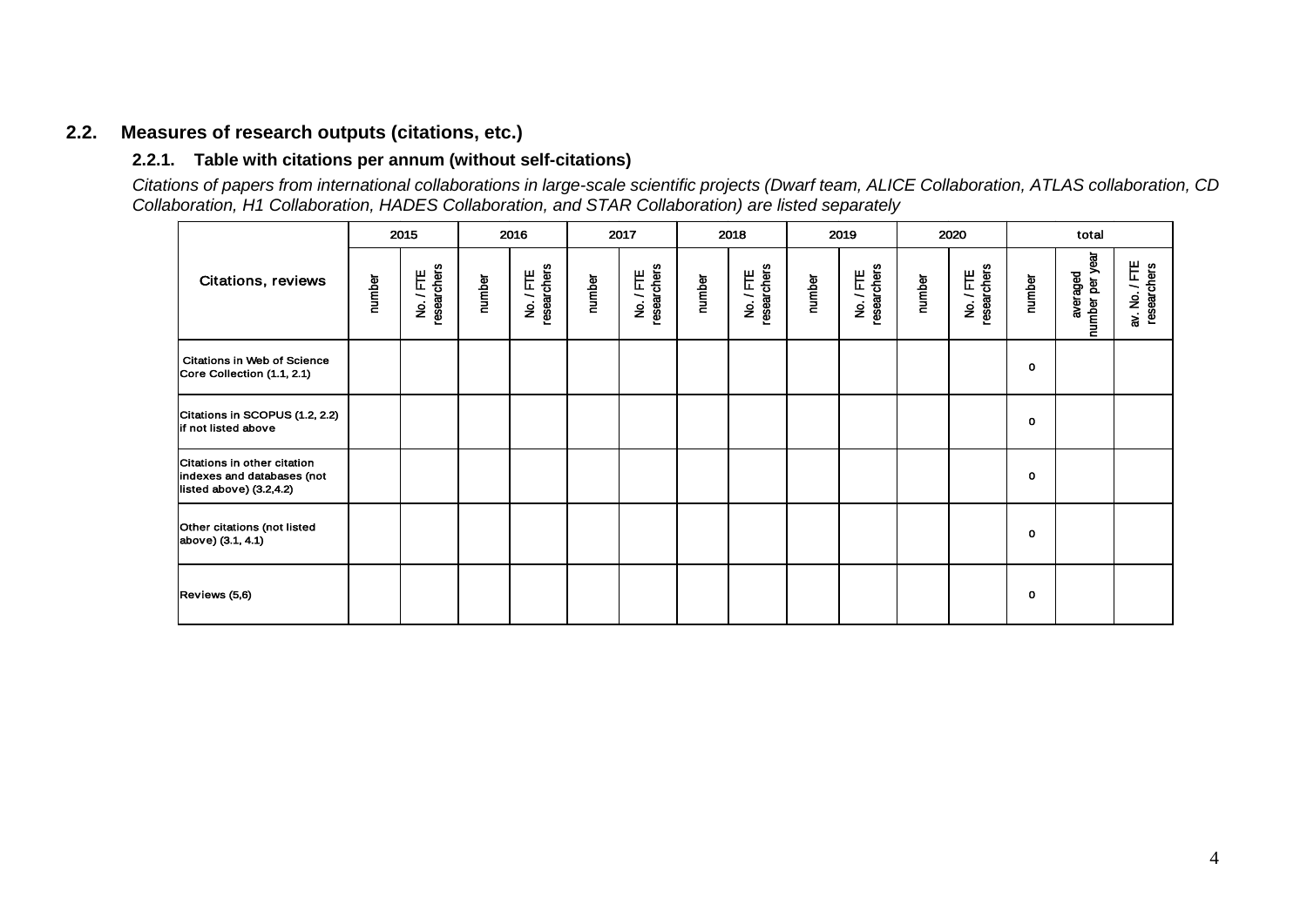## 2.2. Measures of research outputs (citations, etc.)

### 2.2.1. Table with citations per annum (without self-citations)

*Citations of papers from international collaborations in large-scale scientific projects (Dwarf team, ALICE Collaboration, ATLAS collaboration, CD Collaboration, H1 Collaboration, HADES Collaboration, and STAR Collaboration) are listed separately*

| Citations, reviews | 2015 | | 2016 | | 2017 | | 2018 | | 2019 | | 2020 | | total | | |
|---|---|---|---|---|---|---|---|---|---|---|---|---|---|---|---|
| | number | No. / FTE researchers | number | No. / FTE researchers | number | No. / FTE researchers | number | No. / FTE researchers | number | No. / FTE researchers | number | No. / FTE researchers | number | averaged number per year | av. No. / FTE researchers |
| Citations in Web of Science Core Collection (1.1, 2.1) | | | | | | | | | | | | | 0 | | |
| Citations in SCOPUS (1.2, 2.2) if not listed above | | | | | | | | | | | | | 0 | | |
| Citations in other citation indexes and databases (not listed above) (3.2,4.2) | | | | | | | | | | | | | 0 | | |
| Other citations (not listed above) (3.1, 4.1) | | | | | | | | | | | | | 0 | | |
| Reviews (5,6) | | | | | | | | | | | | | 0 | | |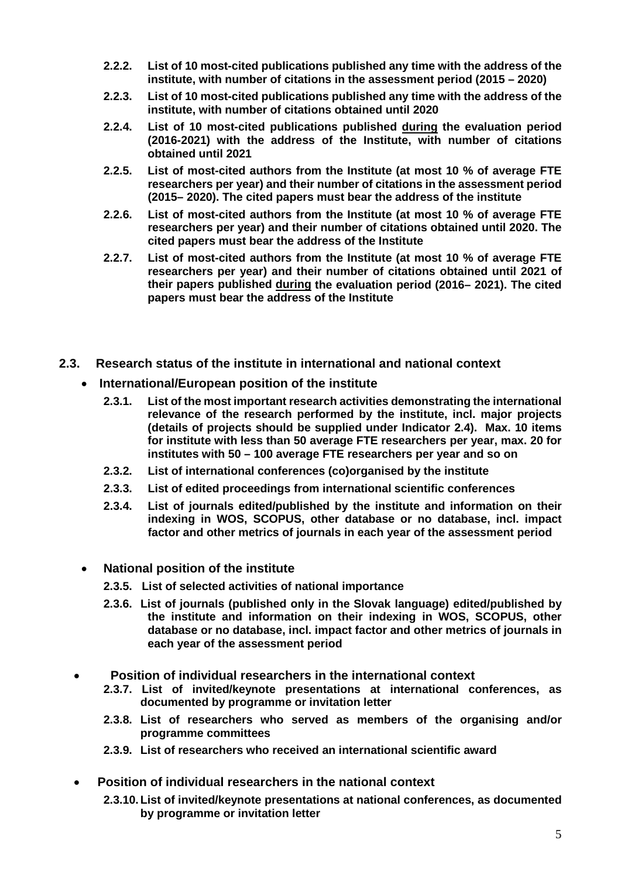**2.2.2. List of 10 most-cited publications published any time with the address of the institute, with number of citations in the assessment period (2015 – 2020)**

**2.2.3. List of 10 most-cited publications published any time with the address of the institute, with number of citations obtained until 2020**

**2.2.4. List of 10 most-cited publications published <u>during</u> the evaluation period (2016-2021) with the address of the Institute, with number of citations obtained until 2021**

**2.2.5. List of most-cited authors from the Institute (at most 10 % of average FTE researchers per year) and their number of citations in the assessment period (2015– 2020). The cited papers must bear the address of the institute**

**2.2.6. List of most-cited authors from the Institute (at most 10 % of average FTE researchers per year) and their number of citations obtained until 2020. The cited papers must bear the address of the Institute**

**2.2.7. List of most-cited authors from the Institute (at most 10 % of average FTE researchers per year) and their number of citations obtained until 2021 of their papers published <u>during</u> the evaluation period (2016– 2021). The cited papers must bear the address of the Institute**

## 2.3. Research status of the institute in international and national context

- **International/European position of the institute**

  **2.3.1. List of the most important research activities demonstrating the international relevance of the research performed by the institute, incl. major projects (details of projects should be supplied under Indicator 2.4). Max. 10 items for institute with less than 50 average FTE researchers per year, max. 20 for institutes with 50 – 100 average FTE researchers per year and so on**

  **2.3.2. List of international conferences (co)organised by the institute**

  **2.3.3. List of edited proceedings from international scientific conferences**

  **2.3.4. List of journals edited/published by the institute and information on their indexing in WOS, SCOPUS, other database or no database, incl. impact factor and other metrics of journals in each year of the assessment period**

- **National position of the institute**

  **2.3.5. List of selected activities of national importance**

  **2.3.6. List of journals (published only in the Slovak language) edited/published by the institute and information on their indexing in WOS, SCOPUS, other database or no database, incl. impact factor and other metrics of journals in each year of the assessment period**

- **Position of individual researchers in the international context**

  **2.3.7. List of invited/keynote presentations at international conferences, as documented by programme or invitation letter**

  **2.3.8. List of researchers who served as members of the organising and/or programme committees**

  **2.3.9. List of researchers who received an international scientific award**

- **Position of individual researchers in the national context**

  **2.3.10. List of invited/keynote presentations at national conferences, as documented by programme or invitation letter**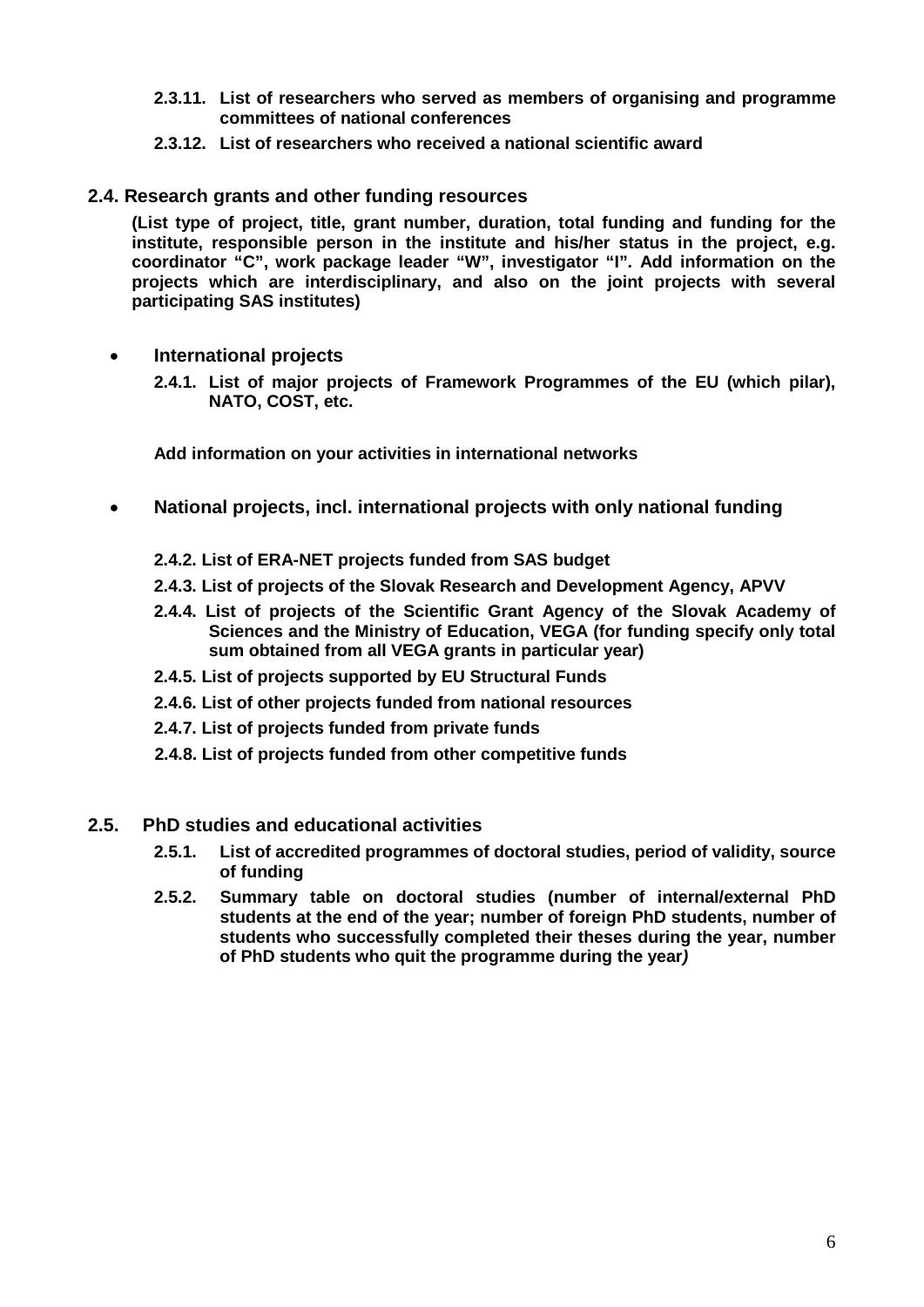**2.3.11. List of researchers who served as members of organising and programme committees of national conferences**

**2.3.12. List of researchers who received a national scientific award**

## 2.4. Research grants and other funding resources

**(List type of project, title, grant number, duration, total funding and funding for the institute, responsible person in the institute and his/her status in the project, e.g. coordinator "C", work package leader "W", investigator "I". Add information on the projects which are interdisciplinary, and also on the joint projects with several participating SAS institutes)**

- **International projects**

  **2.4.1. List of major projects of Framework Programmes of the EU (which pilar), NATO, COST, etc.**

  **Add information on your activities in international networks**

- **National projects, incl. international projects with only national funding**

  **2.4.2. List of ERA-NET projects funded from SAS budget**

  **2.4.3. List of projects of the Slovak Research and Development Agency, APVV**

  **2.4.4. List of projects of the Scientific Grant Agency of the Slovak Academy of Sciences and the Ministry of Education, VEGA (for funding specify only total sum obtained from all VEGA grants in particular year)**

  **2.4.5. List of projects supported by EU Structural Funds**

  **2.4.6. List of other projects funded from national resources**

  **2.4.7. List of projects funded from private funds**

  **2.4.8. List of projects funded from other competitive funds**

## 2.5. PhD studies and educational activities

**2.5.1. List of accredited programmes of doctoral studies, period of validity, source of funding**

**2.5.2. Summary table on doctoral studies (number of internal/external PhD students at the end of the year; number of foreign PhD students, number of students who successfully completed their theses during the year, number of PhD students who quit the programme during the year)**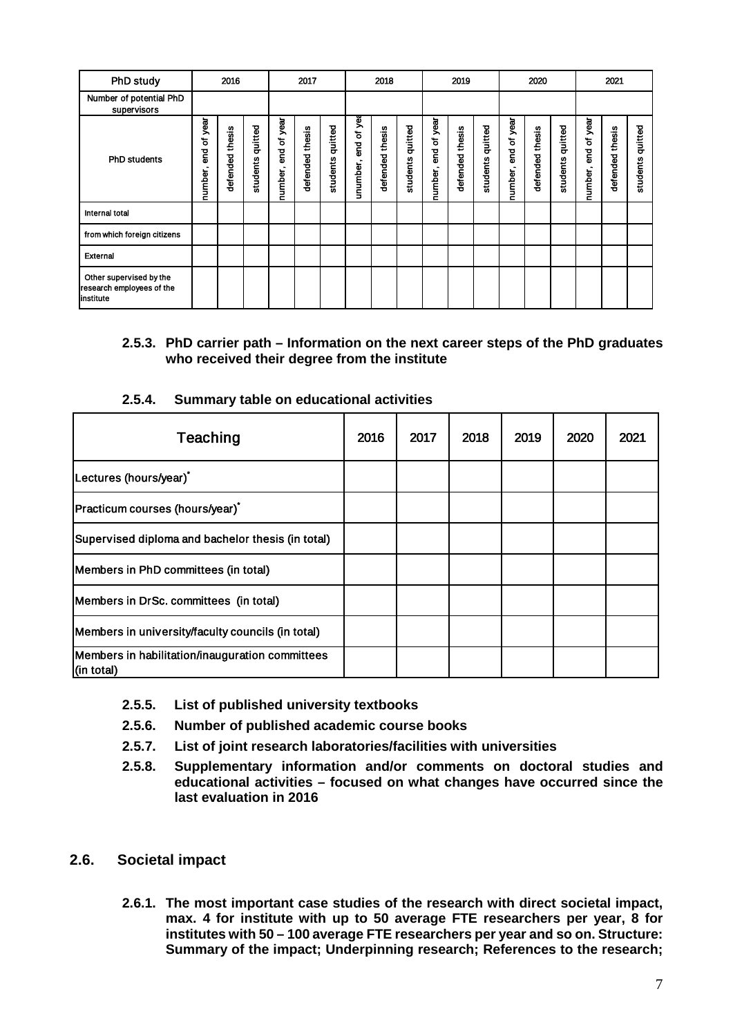| PhD study | 2016 | | | 2017 | | | 2018 | | | 2019 | | | 2020 | | | 2021 | | |
|---|---|---|---|---|---|---|---|---|---|---|---|---|---|---|---|---|---|---|
| Number of potential PhD supervisors | | | | | | | | | | | | | | | | | | |
| PhD students | number, end of year | defended thesis | students quitted | number, end of year | defended thesis | students quitted | unumber, end of yea | defended thesis | students quitted | number, end of year | defended thesis | students quitted | number, end of year | defended thesis | students quitted | number, end of year | defended thesis | students quitted |
| Internal total | | | | | | | | | | | | | | | | | | |
| from which foreign citizens | | | | | | | | | | | | | | | | | | |
| External | | | | | | | | | | | | | | | | | | |
| Other supervised by the research employees of the institute | | | | | | | | | | | | | | | | | | |

#### 2.5.3. PhD carrier path – Information on the next career steps of the PhD graduates who received their degree from the institute

#### 2.5.4. Summary table on educational activities

| Teaching | 2016 | 2017 | 2018 | 2019 | 2020 | 2021 |
|---|---|---|---|---|---|---|
| Lectures (hours/year)* | | | | | | |
| Practicum courses (hours/year)* | | | | | | |
| Supervised diploma and bachelor thesis (in total) | | | | | | |
| Members in PhD committees (in total) | | | | | | |
| Members in DrSc. committees (in total) | | | | | | |
| Members in university/faculty councils (in total) | | | | | | |
| Members in habilitation/inauguration committees (in total) | | | | | | |

#### 2.5.5. List of published university textbooks

#### 2.5.6. Number of published academic course books

#### 2.5.7. List of joint research laboratories/facilities with universities

#### 2.5.8. Supplementary information and/or comments on doctoral studies and educational activities – focused on what changes have occurred since the last evaluation in 2016

### 2.6. Societal impact

#### 2.6.1. The most important case studies of the research with direct societal impact, max. 4 for institute with up to 50 average FTE researchers per year, 8 for institutes with 50 – 100 average FTE researchers per year and so on. Structure: Summary of the impact; Underpinning research; References to the research;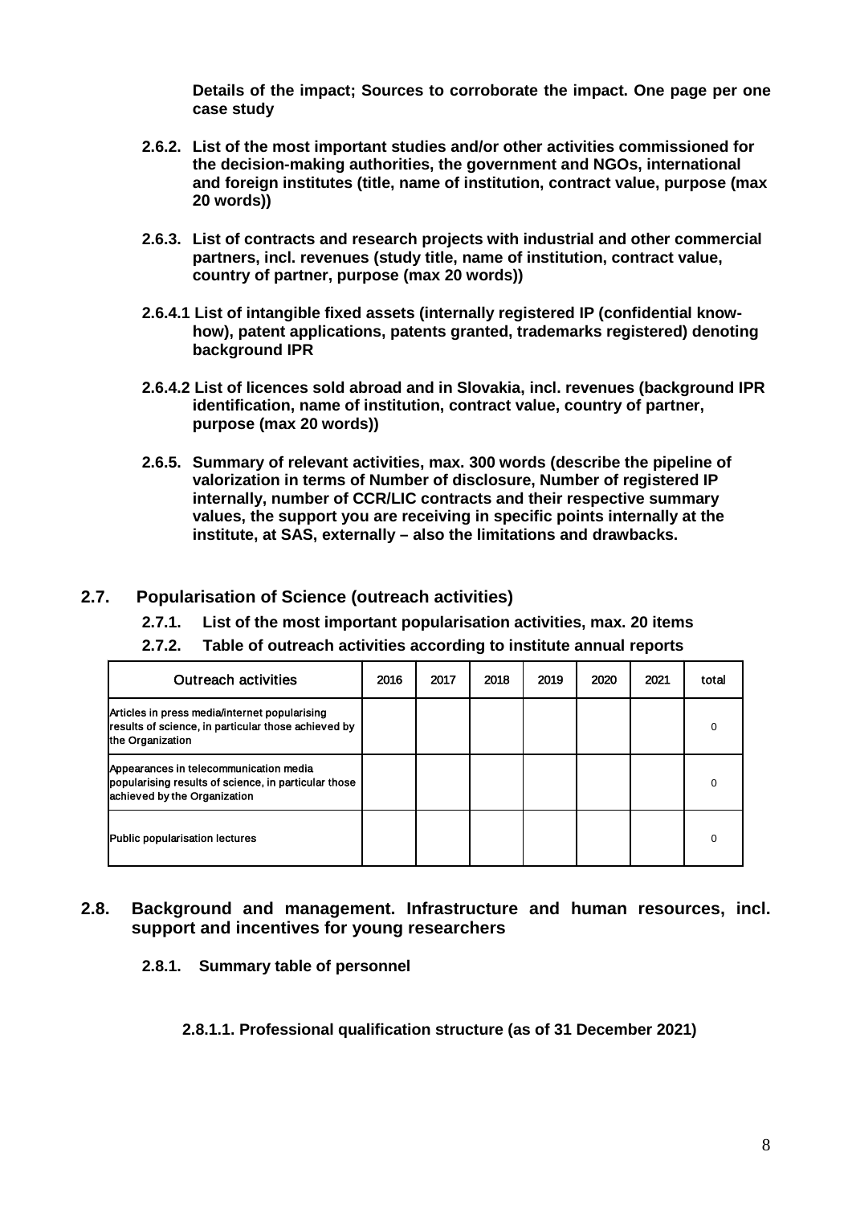**Details of the impact; Sources to corroborate the impact. One page per one case study**

**2.6.2. List of the most important studies and/or other activities commissioned for the decision-making authorities, the government and NGOs, international and foreign institutes (title, name of institution, contract value, purpose (max 20 words))**

**2.6.3. List of contracts and research projects with industrial and other commercial partners, incl. revenues (study title, name of institution, contract value, country of partner, purpose (max 20 words))**

**2.6.4.1 List of intangible fixed assets (internally registered IP (confidential know-how), patent applications, patents granted, trademarks registered) denoting background IPR**

**2.6.4.2 List of licences sold abroad and in Slovakia, incl. revenues (background IPR identification, name of institution, contract value, country of partner, purpose (max 20 words))**

**2.6.5. Summary of relevant activities, max. 300 words (describe the pipeline of valorization in terms of Number of disclosure, Number of registered IP internally, number of CCR/LIC contracts and their respective summary values, the support you are receiving in specific points internally at the institute, at SAS, externally – also the limitations and drawbacks.**

## 2.7. Popularisation of Science (outreach activities)

### 2.7.1. List of the most important popularisation activities, max. 20 items

### 2.7.2. Table of outreach activities according to institute annual reports

| Outreach activities | 2016 | 2017 | 2018 | 2019 | 2020 | 2021 | total |
|---|---|---|---|---|---|---|---|
| Articles in press media/internet popularising results of science, in particular those achieved by the Organization | | | | | | | 0 |
| Appearances in telecommunication media popularising results of science, in particular those achieved by the Organization | | | | | | | 0 |
| Public popularisation lectures | | | | | | | 0 |

## 2.8. Background and management. Infrastructure and human resources, incl. support and incentives for young researchers

### 2.8.1. Summary table of personnel

#### 2.8.1.1. Professional qualification structure (as of 31 December 2021)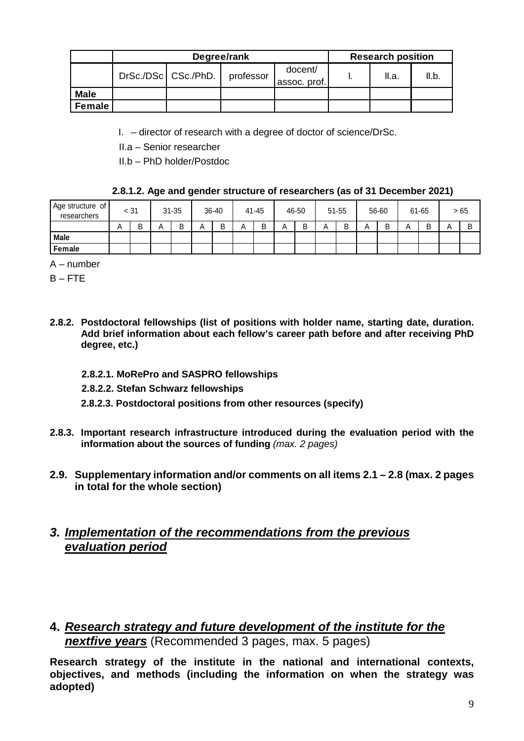| | Degree/rank | | | | Research position | | |
|---|---|---|---|---|---|---|---|
| | DrSc./DSc | CSc./PhD. | professor | docent/ assoc. prof. | I. | II.a. | II.b. |
| **Male** | | | | | | | |
| **Female** | | | | | | | |

I. – director of research with a degree of doctor of science/DrSc.

II.a – Senior researcher

II.b – PhD holder/Postdoc

**2.8.1.2. Age and gender structure of researchers (as of 31 December 2021)**

| Age structure of researchers | < 31 | | 31-35 | | 36-40 | | 41-45 | | 46-50 | | 51-55 | | 56-60 | | 61-65 | | > 65 | |
|---|---|---|---|---|---|---|---|---|---|---|---|---|---|---|---|---|---|---|
| | A | B | A | B | A | B | A | B | A | B | A | B | A | B | A | B | A | B |
| **Male** | | | | | | | | | | | | | | | | | | |
| **Female** | | | | | | | | | | | | | | | | | | |

A – number

B – FTE

**2.8.2. Postdoctoral fellowships (list of positions with holder name, starting date, duration. Add brief information about each fellow's career path before and after receiving PhD degree, etc.)**

**2.8.2.1. MoRePro and SASPRO fellowships**

**2.8.2.2. Stefan Schwarz fellowships**

**2.8.2.3. Postdoctoral positions from other resources (specify)**

**2.8.3. Important research infrastructure introduced during the evaluation period with the information about the sources of funding** *(max. 2 pages)*

## 2.9. Supplementary information and/or comments on all items 2.1 – 2.8 (max. 2 pages in total for the whole section)

# *3. Implementation of the recommendations from the previous evaluation period*

# 4. *Research strategy and future development of the institute for the nextfive years* (Recommended 3 pages, max. 5 pages)

**Research strategy of the institute in the national and international contexts, objectives, and methods (including the information on when the strategy was adopted)**